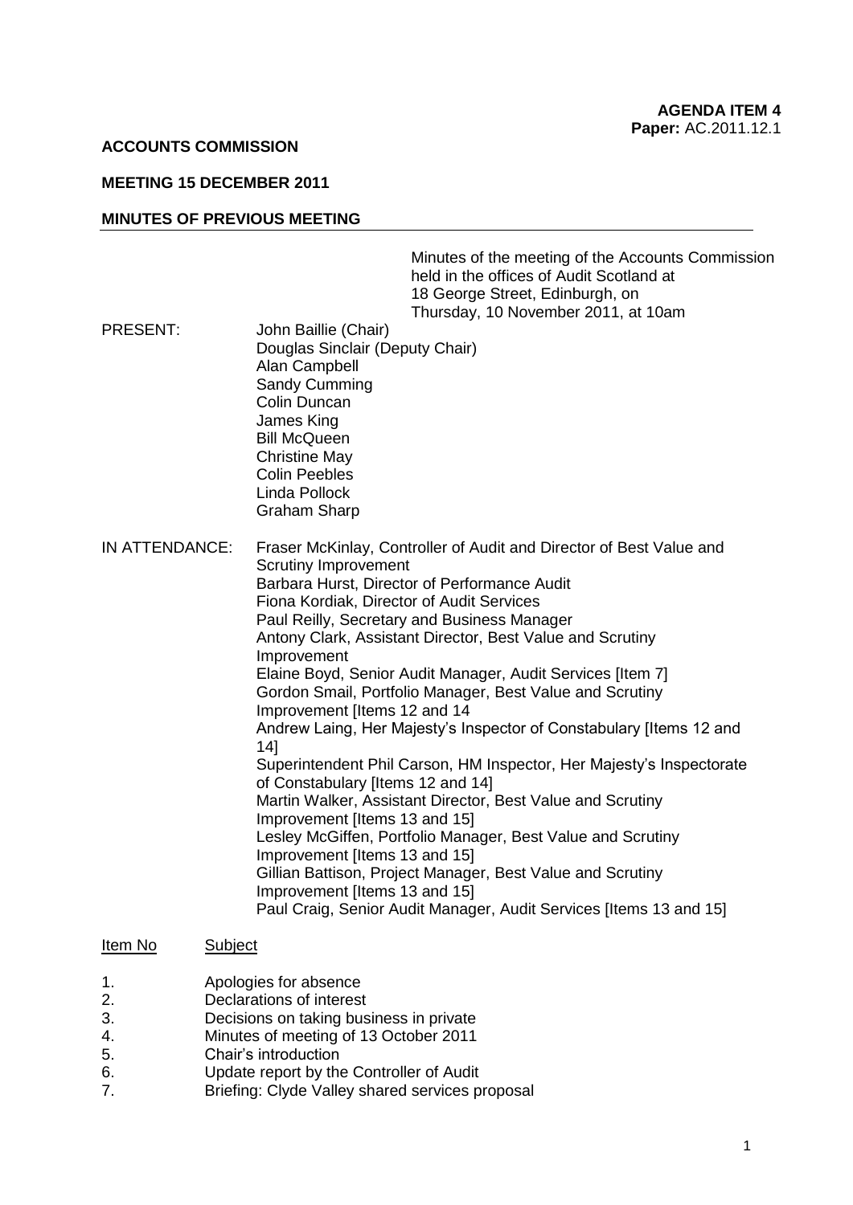**AGENDA ITEM 4**
**Paper:** AC.2011.12.1

**ACCOUNTS COMMISSION**

**MEETING 15 DECEMBER 2011**

**MINUTES OF PREVIOUS MEETING**

Minutes of the meeting of the Accounts Commission held in the offices of Audit Scotland at 18 George Street, Edinburgh, on Thursday, 10 November 2011, at 10am

PRESENT:
John Baillie (Chair)
Douglas Sinclair (Deputy Chair)
Alan Campbell
Sandy Cumming
Colin Duncan
James King
Bill McQueen
Christine May
Colin Peebles
Linda Pollock
Graham Sharp

IN ATTENDANCE:
Fraser McKinlay, Controller of Audit and Director of Best Value and Scrutiny Improvement
Barbara Hurst, Director of Performance Audit
Fiona Kordiak, Director of Audit Services
Paul Reilly, Secretary and Business Manager
Antony Clark, Assistant Director, Best Value and Scrutiny Improvement
Elaine Boyd, Senior Audit Manager, Audit Services [Item 7]
Gordon Smail, Portfolio Manager, Best Value and Scrutiny Improvement [Items 12 and 14
Andrew Laing, Her Majesty's Inspector of Constabulary [Items 12 and 14]
Superintendent Phil Carson, HM Inspector, Her Majesty's Inspectorate of Constabulary [Items 12 and 14]
Martin Walker, Assistant Director, Best Value and Scrutiny Improvement [Items 13 and 15]
Lesley McGiffen, Portfolio Manager, Best Value and Scrutiny Improvement [Items 13 and 15]
Gillian Battison, Project Manager, Best Value and Scrutiny Improvement [Items 13 and 15]
Paul Craig, Senior Audit Manager, Audit Services [Items 13 and 15]

| Item No | Subject |
|---|---|
| 1. | Apologies for absence |
| 2. | Declarations of interest |
| 3. | Decisions on taking business in private |
| 4. | Minutes of meeting of 13 October 2011 |
| 5. | Chair's introduction |
| 6. | Update report by the Controller of Audit |
| 7. | Briefing: Clyde Valley shared services proposal |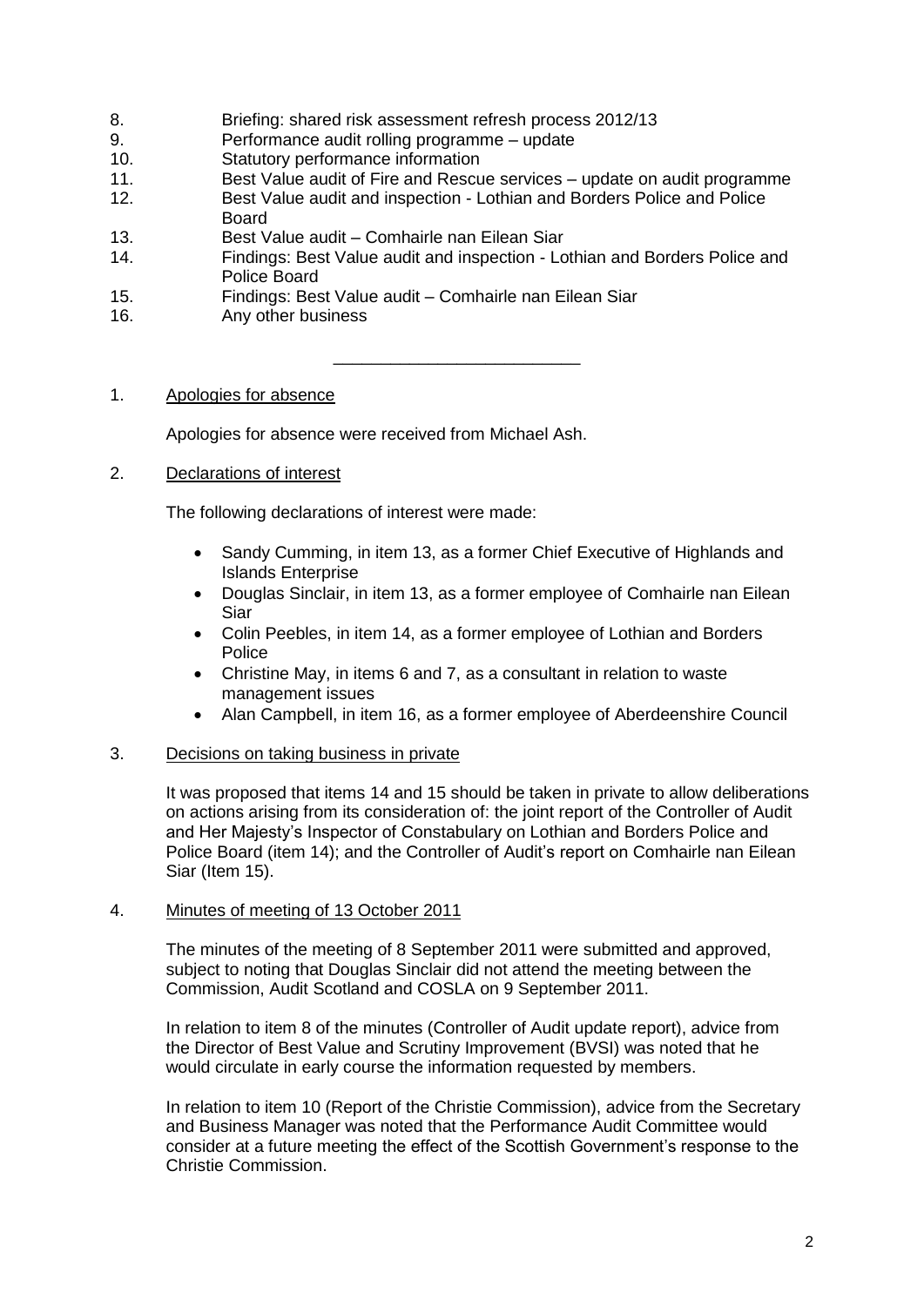8. Briefing: shared risk assessment refresh process 2012/13
9. Performance audit rolling programme – update
10. Statutory performance information
11. Best Value audit of Fire and Rescue services – update on audit programme
12. Best Value audit and inspection - Lothian and Borders Police and Police Board
13. Best Value audit – Comhairle nan Eilean Siar
14. Findings: Best Value audit and inspection - Lothian and Borders Police and Police Board
15. Findings: Best Value audit – Comhairle nan Eilean Siar
16. Any other business

---

1. Apologies for absence

   Apologies for absence were received from Michael Ash.

2. Declarations of interest

   The following declarations of interest were made:

   - Sandy Cumming, in item 13, as a former Chief Executive of Highlands and Islands Enterprise
   - Douglas Sinclair, in item 13, as a former employee of Comhairle nan Eilean Siar
   - Colin Peebles, in item 14, as a former employee of Lothian and Borders Police
   - Christine May, in items 6 and 7, as a consultant in relation to waste management issues
   - Alan Campbell, in item 16, as a former employee of Aberdeenshire Council

3. Decisions on taking business in private

   It was proposed that items 14 and 15 should be taken in private to allow deliberations on actions arising from its consideration of: the joint report of the Controller of Audit and Her Majesty's Inspector of Constabulary on Lothian and Borders Police and Police Board (item 14); and the Controller of Audit's report on Comhairle nan Eilean Siar (Item 15).

4. Minutes of meeting of 13 October 2011

   The minutes of the meeting of 8 September 2011 were submitted and approved, subject to noting that Douglas Sinclair did not attend the meeting between the Commission, Audit Scotland and COSLA on 9 September 2011.

   In relation to item 8 of the minutes (Controller of Audit update report), advice from the Director of Best Value and Scrutiny Improvement (BVSI) was noted that he would circulate in early course the information requested by members.

   In relation to item 10 (Report of the Christie Commission), advice from the Secretary and Business Manager was noted that the Performance Audit Committee would consider at a future meeting the effect of the Scottish Government's response to the Christie Commission.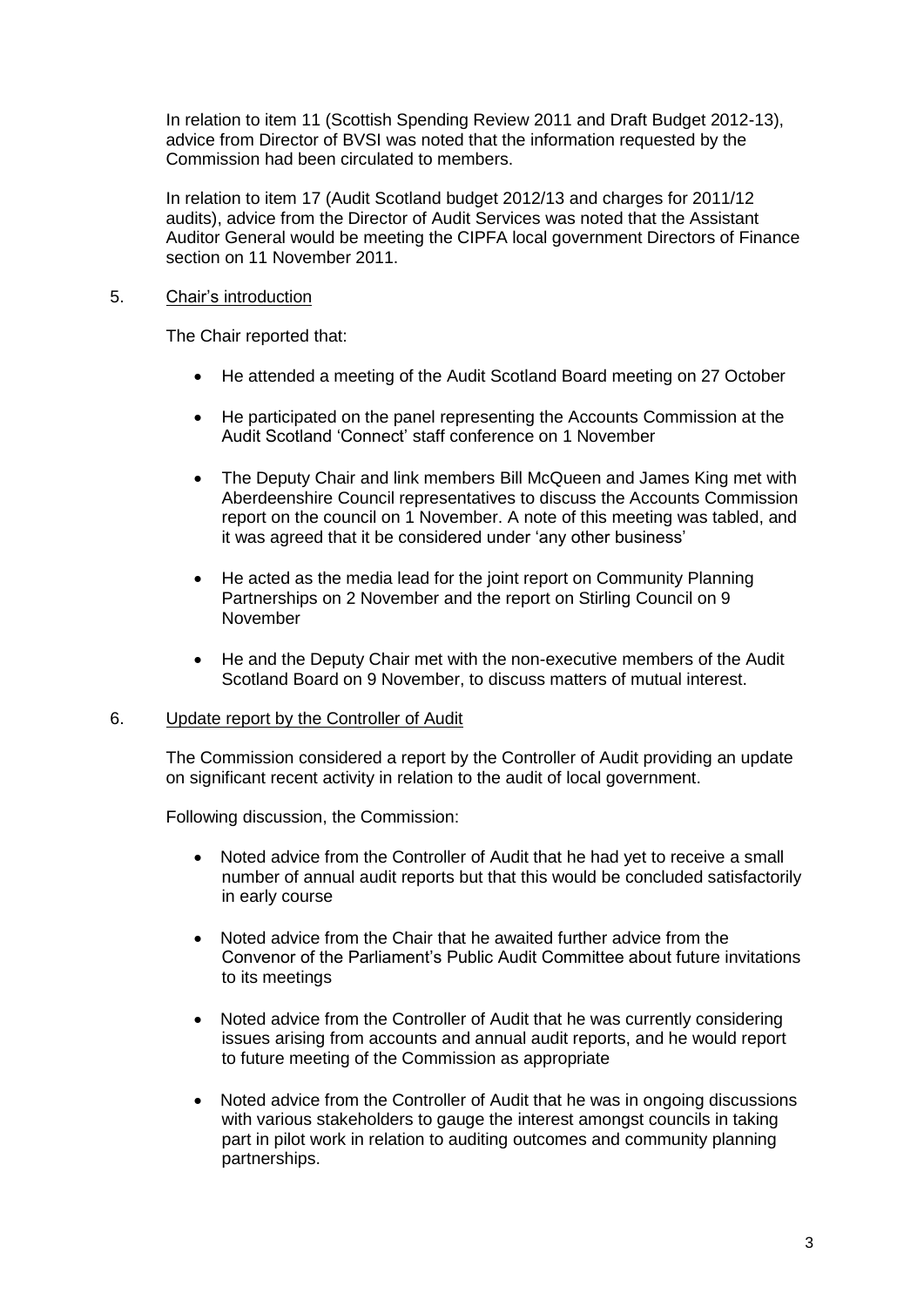In relation to item 11 (Scottish Spending Review 2011 and Draft Budget 2012-13), advice from Director of BVSI was noted that the information requested by the Commission had been circulated to members.

In relation to item 17 (Audit Scotland budget 2012/13 and charges for 2011/12 audits), advice from the Director of Audit Services was noted that the Assistant Auditor General would be meeting the CIPFA local government Directors of Finance section on 11 November 2011.

5. Chair's introduction

The Chair reported that:

- He attended a meeting of the Audit Scotland Board meeting on 27 October
- He participated on the panel representing the Accounts Commission at the Audit Scotland 'Connect' staff conference on 1 November
- The Deputy Chair and link members Bill McQueen and James King met with Aberdeenshire Council representatives to discuss the Accounts Commission report on the council on 1 November. A note of this meeting was tabled, and it was agreed that it be considered under 'any other business'
- He acted as the media lead for the joint report on Community Planning Partnerships on 2 November and the report on Stirling Council on 9 November
- He and the Deputy Chair met with the non-executive members of the Audit Scotland Board on 9 November, to discuss matters of mutual interest.

6. Update report by the Controller of Audit

The Commission considered a report by the Controller of Audit providing an update on significant recent activity in relation to the audit of local government.

Following discussion, the Commission:

- Noted advice from the Controller of Audit that he had yet to receive a small number of annual audit reports but that this would be concluded satisfactorily in early course
- Noted advice from the Chair that he awaited further advice from the Convenor of the Parliament's Public Audit Committee about future invitations to its meetings
- Noted advice from the Controller of Audit that he was currently considering issues arising from accounts and annual audit reports, and he would report to future meeting of the Commission as appropriate
- Noted advice from the Controller of Audit that he was in ongoing discussions with various stakeholders to gauge the interest amongst councils in taking part in pilot work in relation to auditing outcomes and community planning partnerships.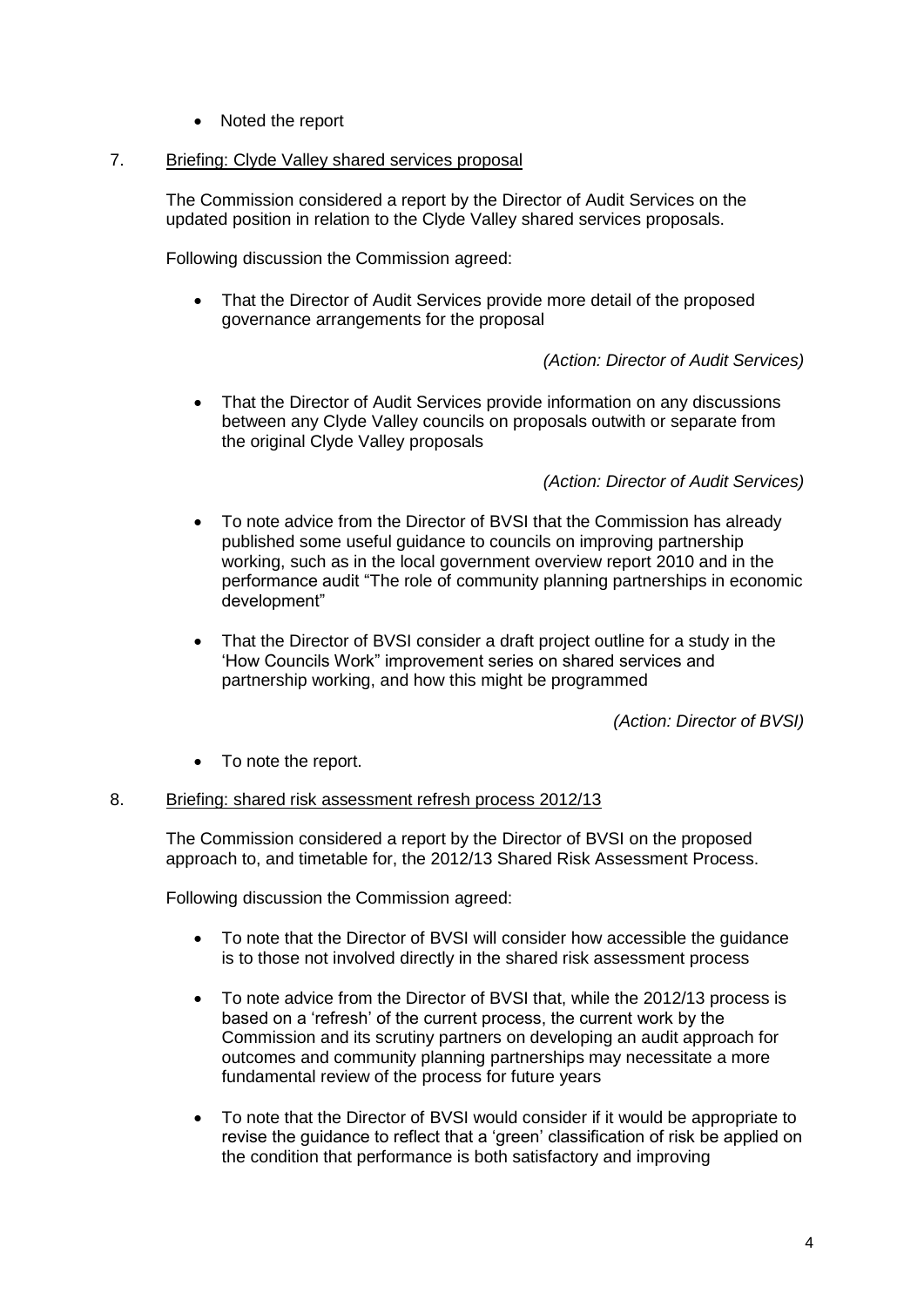- Noted the report

7. Briefing: Clyde Valley shared services proposal

The Commission considered a report by the Director of Audit Services on the updated position in relation to the Clyde Valley shared services proposals.

Following discussion the Commission agreed:

- That the Director of Audit Services provide more detail of the proposed governance arrangements for the proposal

*(Action: Director of Audit Services)*

- That the Director of Audit Services provide information on any discussions between any Clyde Valley councils on proposals outwith or separate from the original Clyde Valley proposals

*(Action: Director of Audit Services)*

- To note advice from the Director of BVSI that the Commission has already published some useful guidance to councils on improving partnership working, such as in the local government overview report 2010 and in the performance audit "The role of community planning partnerships in economic development"

- That the Director of BVSI consider a draft project outline for a study in the 'How Councils Work" improvement series on shared services and partnership working, and how this might be programmed

*(Action: Director of BVSI)*

- To note the report.

8. Briefing: shared risk assessment refresh process 2012/13

The Commission considered a report by the Director of BVSI on the proposed approach to, and timetable for, the 2012/13 Shared Risk Assessment Process.

Following discussion the Commission agreed:

- To note that the Director of BVSI will consider how accessible the guidance is to those not involved directly in the shared risk assessment process

- To note advice from the Director of BVSI that, while the 2012/13 process is based on a 'refresh' of the current process, the current work by the Commission and its scrutiny partners on developing an audit approach for outcomes and community planning partnerships may necessitate a more fundamental review of the process for future years

- To note that the Director of BVSI would consider if it would be appropriate to revise the guidance to reflect that a 'green' classification of risk be applied on the condition that performance is both satisfactory and improving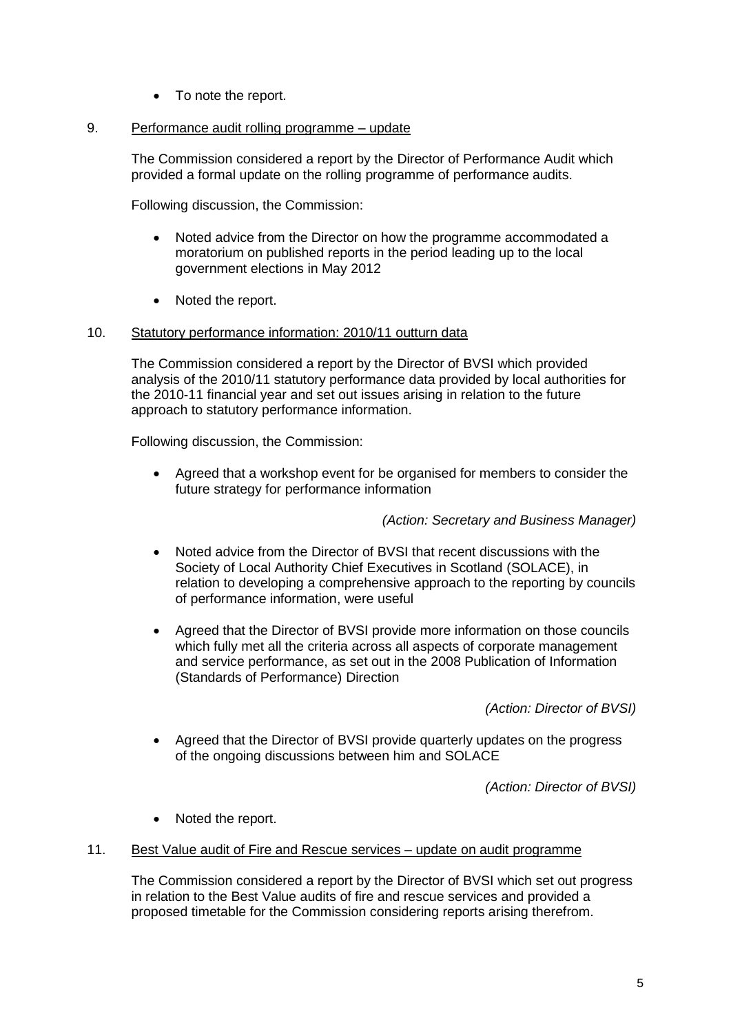- To note the report.

9. Performance audit rolling programme – update

The Commission considered a report by the Director of Performance Audit which provided a formal update on the rolling programme of performance audits.

Following discussion, the Commission:

- Noted advice from the Director on how the programme accommodated a moratorium on published reports in the period leading up to the local government elections in May 2012

- Noted the report.

10. Statutory performance information: 2010/11 outturn data

The Commission considered a report by the Director of BVSI which provided analysis of the 2010/11 statutory performance data provided by local authorities for the 2010-11 financial year and set out issues arising in relation to the future approach to statutory performance information.

Following discussion, the Commission:

- Agreed that a workshop event for be organised for members to consider the future strategy for performance information

  *(Action: Secretary and Business Manager)*

- Noted advice from the Director of BVSI that recent discussions with the Society of Local Authority Chief Executives in Scotland (SOLACE), in relation to developing a comprehensive approach to the reporting by councils of performance information, were useful

- Agreed that the Director of BVSI provide more information on those councils which fully met all the criteria across all aspects of corporate management and service performance, as set out in the 2008 Publication of Information (Standards of Performance) Direction

  *(Action: Director of BVSI)*

- Agreed that the Director of BVSI provide quarterly updates on the progress of the ongoing discussions between him and SOLACE

  *(Action: Director of BVSI)*

- Noted the report.

11. Best Value audit of Fire and Rescue services – update on audit programme

The Commission considered a report by the Director of BVSI which set out progress in relation to the Best Value audits of fire and rescue services and provided a proposed timetable for the Commission considering reports arising therefrom.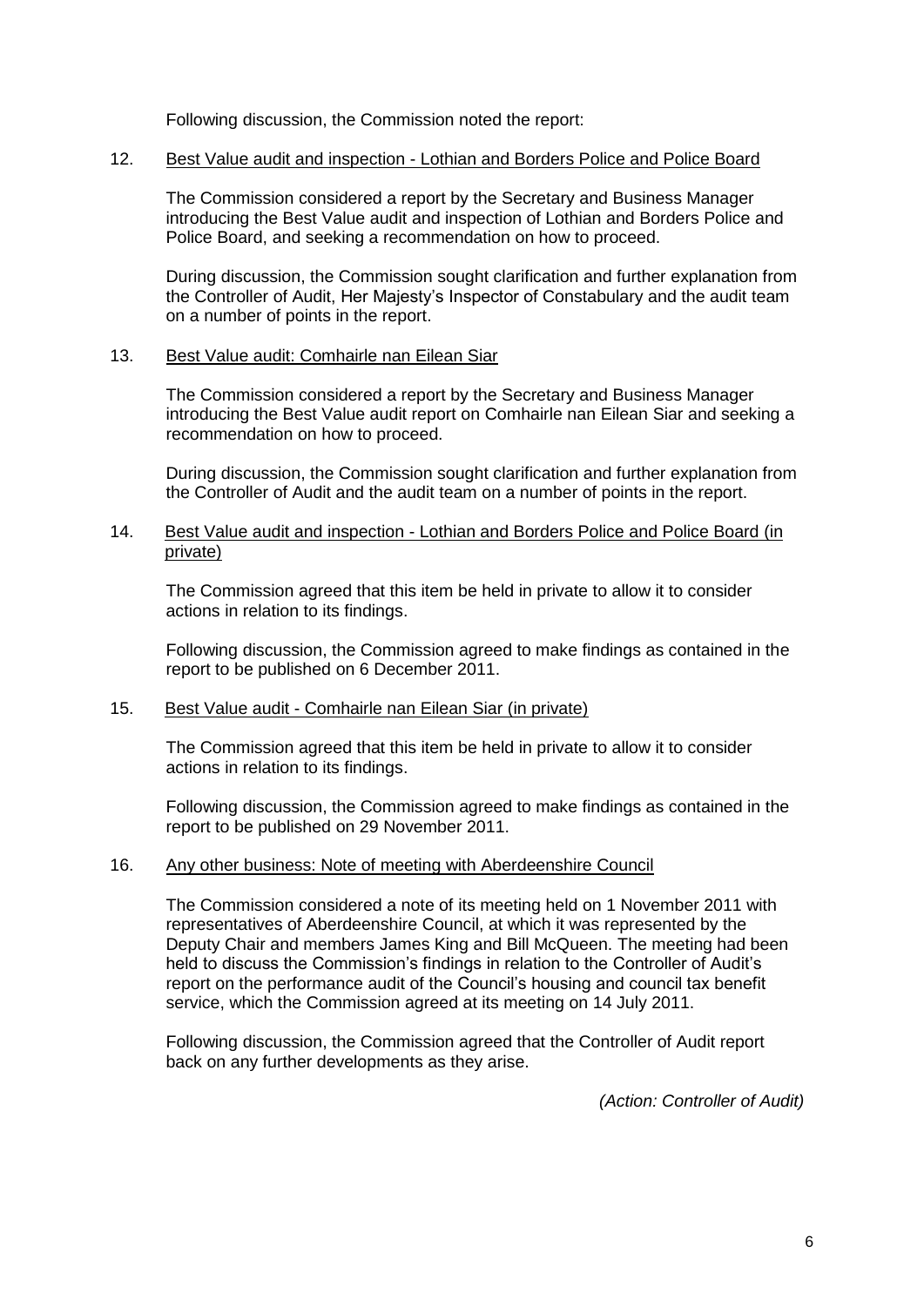Following discussion, the Commission noted the report:

12. <u>Best Value audit and inspection - Lothian and Borders Police and Police Board</u>

The Commission considered a report by the Secretary and Business Manager introducing the Best Value audit and inspection of Lothian and Borders Police and Police Board, and seeking a recommendation on how to proceed.

During discussion, the Commission sought clarification and further explanation from the Controller of Audit, Her Majesty's Inspector of Constabulary and the audit team on a number of points in the report.

13. <u>Best Value audit: Comhairle nan Eilean Siar</u>

The Commission considered a report by the Secretary and Business Manager introducing the Best Value audit report on Comhairle nan Eilean Siar and seeking a recommendation on how to proceed.

During discussion, the Commission sought clarification and further explanation from the Controller of Audit and the audit team on a number of points in the report.

14. <u>Best Value audit and inspection - Lothian and Borders Police and Police Board (in private)</u>

The Commission agreed that this item be held in private to allow it to consider actions in relation to its findings.

Following discussion, the Commission agreed to make findings as contained in the report to be published on 6 December 2011.

15. <u>Best Value audit - Comhairle nan Eilean Siar (in private)</u>

The Commission agreed that this item be held in private to allow it to consider actions in relation to its findings.

Following discussion, the Commission agreed to make findings as contained in the report to be published on 29 November 2011.

16. <u>Any other business: Note of meeting with Aberdeenshire Council</u>

The Commission considered a note of its meeting held on 1 November 2011 with representatives of Aberdeenshire Council, at which it was represented by the Deputy Chair and members James King and Bill McQueen. The meeting had been held to discuss the Commission's findings in relation to the Controller of Audit's report on the performance audit of the Council's housing and council tax benefit service, which the Commission agreed at its meeting on 14 July 2011.

Following discussion, the Commission agreed that the Controller of Audit report back on any further developments as they arise.

*(Action: Controller of Audit)*